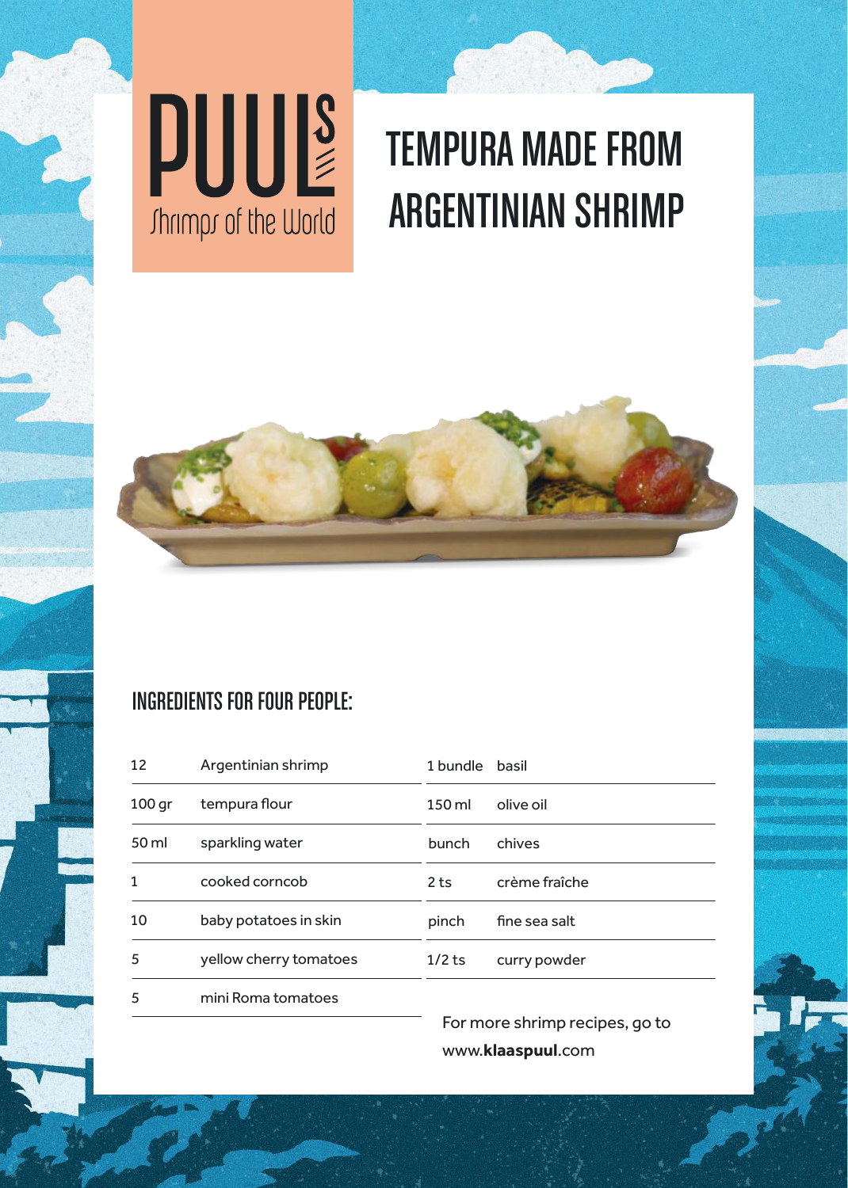PUULS

Shrimps of the World

# TEMPURA MADE FROM ARGENTINIAN SHRIMP

## INGREDIENTS FOR FOUR PEOPLE:

| | |
|---|---|
| 12 | Argentinian shrimp |
| 100 gr | tempura flour |
| 50 ml | sparkling water |
| 1 | cooked corncob |
| 10 | baby potatoes in skin |
| 5 | yellow cherry tomatoes |
| 5 | mini Roma tomatoes |
| 1 bundle | basil |
| 150 ml | olive oil |
| bunch | chives |
| 2 ts | crème fraîche |
| pinch | fine sea salt |
| 1/2 ts | curry powder |

For more shrimp recipes, go to www.**klaaspuul**.com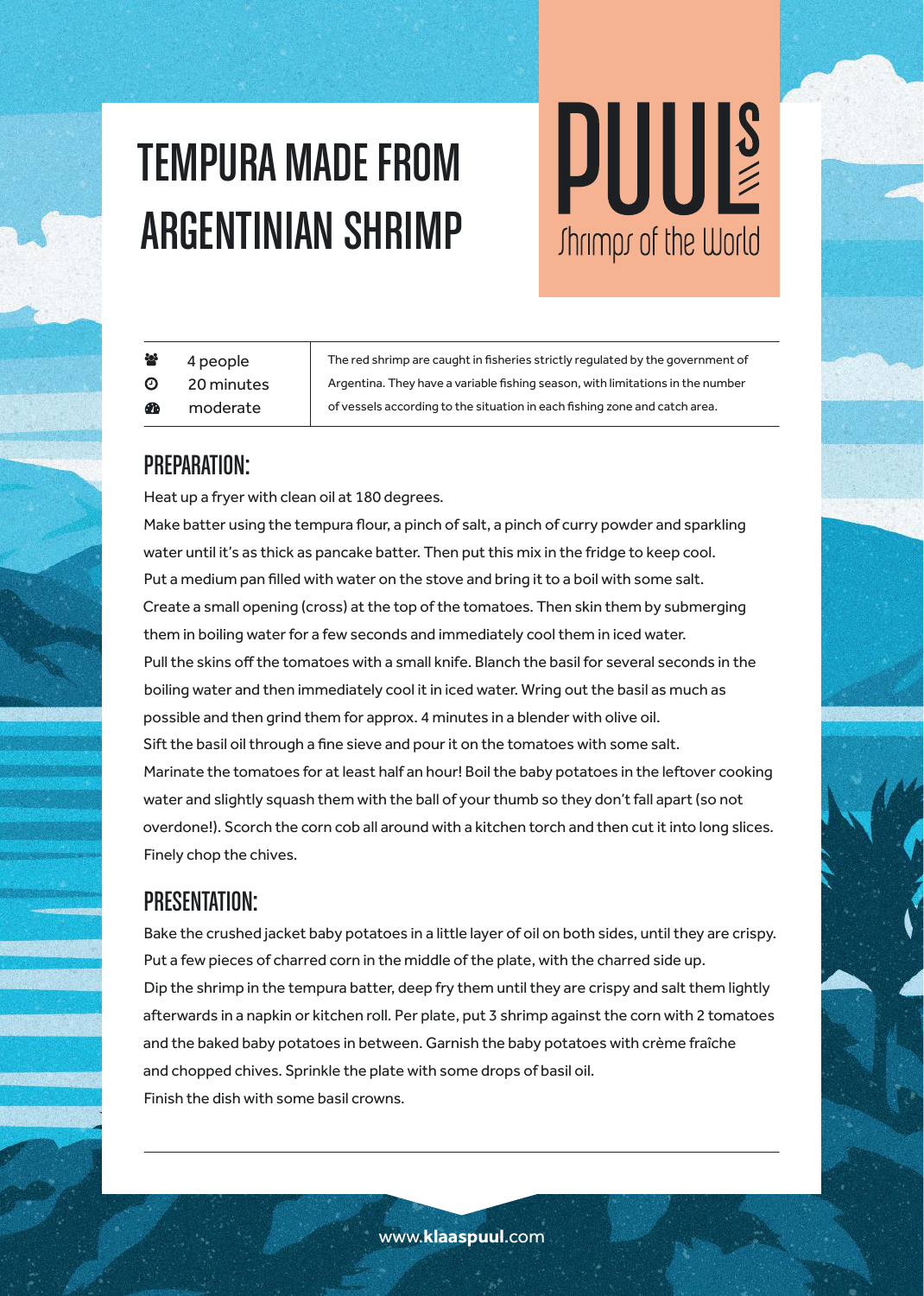# TEMPURA MADE FROM ARGENTINIAN SHRIMP

PUUL'S
Shrimps of the World

- 4 people
- 20 minutes
- moderate

The red shrimp are caught in fisheries strictly regulated by the government of Argentina. They have a variable fishing season, with limitations in the number of vessels according to the situation in each fishing zone and catch area.

## PREPARATION:

Heat up a fryer with clean oil at 180 degrees.
Make batter using the tempura flour, a pinch of salt, a pinch of curry powder and sparkling water until it's as thick as pancake batter. Then put this mix in the fridge to keep cool.
Put a medium pan filled with water on the stove and bring it to a boil with some salt.
Create a small opening (cross) at the top of the tomatoes. Then skin them by submerging them in boiling water for a few seconds and immediately cool them in iced water.
Pull the skins off the tomatoes with a small knife. Blanch the basil for several seconds in the boiling water and then immediately cool it in iced water. Wring out the basil as much as possible and then grind them for approx. 4 minutes in a blender with olive oil.
Sift the basil oil through a fine sieve and pour it on the tomatoes with some salt.
Marinate the tomatoes for at least half an hour! Boil the baby potatoes in the leftover cooking water and slightly squash them with the ball of your thumb so they don't fall apart (so not overdone!). Scorch the corn cob all around with a kitchen torch and then cut it into long slices.
Finely chop the chives.

## PRESENTATION:

Bake the crushed jacket baby potatoes in a little layer of oil on both sides, until they are crispy.
Put a few pieces of charred corn in the middle of the plate, with the charred side up.
Dip the shrimp in the tempura batter, deep fry them until they are crispy and salt them lightly afterwards in a napkin or kitchen roll. Per plate, put 3 shrimp against the corn with 2 tomatoes and the baked baby potatoes in between. Garnish the baby potatoes with crème fraîche and chopped chives. Sprinkle the plate with some drops of basil oil.
Finish the dish with some basil crowns.

www.**klaaspuul**.com